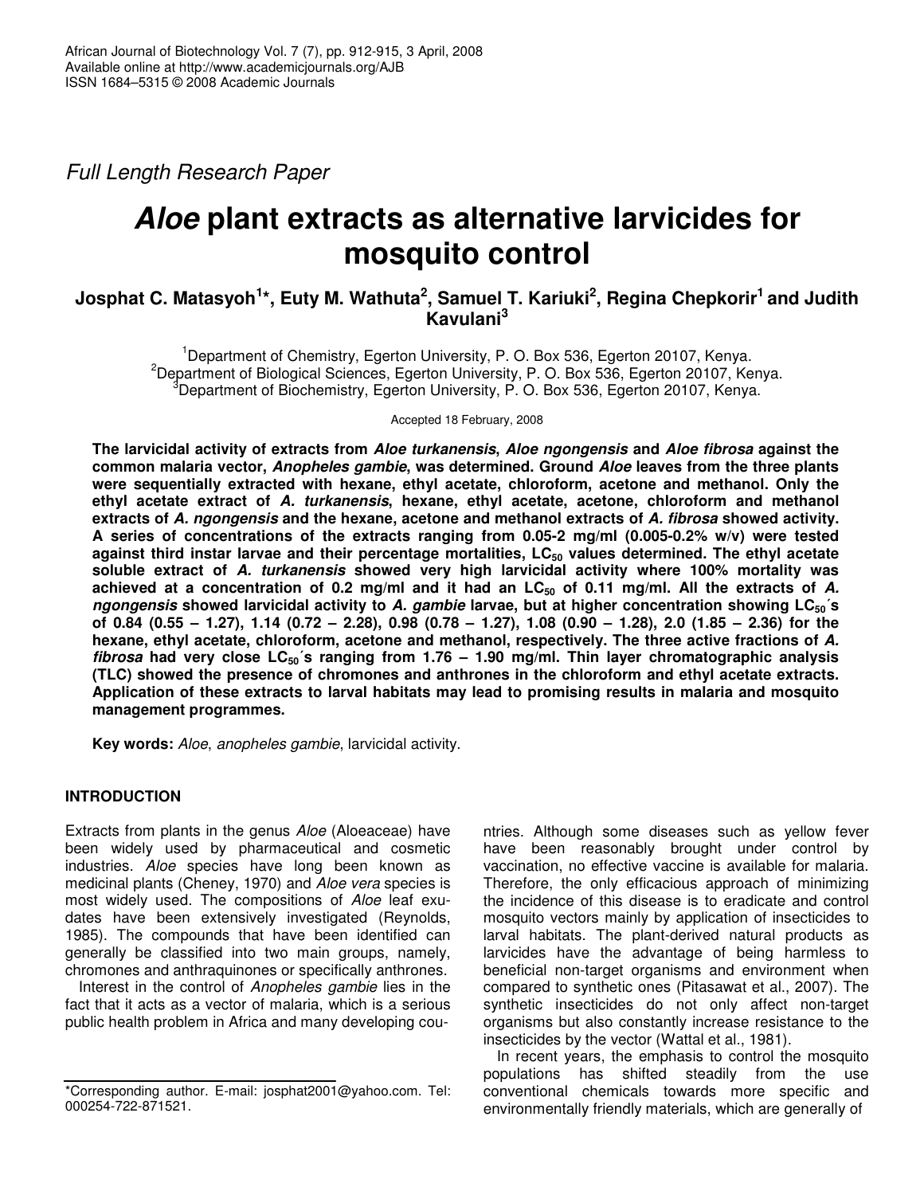Full Length Research Paper

# *Aloe* plant extracts as alternative larvicides for mosquito control

**Josphat C. Matasyoh[1]*, Euty M. Wathuta[2], Samuel T. Kariuki[2], Regina Chepkorir[1] and Judith Kavulani[3]**

[1]Department of Chemistry, Egerton University, P. O. Box 536, Egerton 20107, Kenya.
[2]Department of Biological Sciences, Egerton University, P. O. Box 536, Egerton 20107, Kenya.
[3]Department of Biochemistry, Egerton University, P. O. Box 536, Egerton 20107, Kenya.

Accepted 18 February, 2008

**The larvicidal activity of extracts from *Aloe turkanensis*, *Aloe ngongensis* and *Aloe fibrosa* against the common malaria vector, *Anopheles gambie*, was determined. Ground *Aloe* leaves from the three plants were sequentially extracted with hexane, ethyl acetate, chloroform, acetone and methanol. Only the ethyl acetate extract of *A. turkanensis*, hexane, ethyl acetate, acetone, chloroform and methanol extracts of *A. ngongensis* and the hexane, acetone and methanol extracts of *A. fibrosa* showed activity. A series of concentrations of the extracts ranging from 0.05-2 mg/ml (0.005-0.2% w/v) were tested against third instar larvae and their percentage mortalities, $LC_{50}$ values determined. The ethyl acetate soluble extract of *A. turkanensis* showed very high larvicidal activity where 100% mortality was achieved at a concentration of 0.2 mg/ml and it had an $LC_{50}$ of 0.11 mg/ml. All the extracts of *A. ngongensis* showed larvicidal activity to *A. gambie* larvae, but at higher concentration showing $LC_{50}$´s of 0.84 (0.55 – 1.27), 1.14 (0.72 – 2.28), 0.98 (0.78 – 1.27), 1.08 (0.90 – 1.28), 2.0 (1.85 – 2.36) for the hexane, ethyl acetate, chloroform, acetone and methanol, respectively. The three active fractions of *A. fibrosa* had very close $LC_{50}$´s ranging from 1.76 – 1.90 mg/ml. Thin layer chromatographic analysis (TLC) showed the presence of chromones and anthrones in the chloroform and ethyl acetate extracts. Application of these extracts to larval habitats may lead to promising results in malaria and mosquito management programmes.**

**Key words:** *Aloe*, *anopheles gambie*, larvicidal activity.

## INTRODUCTION

Extracts from plants in the genus *Aloe* (Aloeaceae) have been widely used by pharmaceutical and cosmetic industries. *Aloe* species have long been known as medicinal plants (Cheney, 1970) and *Aloe vera* species is most widely used. The compositions of *Aloe* leaf exudates have been extensively investigated (Reynolds, 1985). The compounds that have been identified can generally be classified into two main groups, namely, chromones and anthraquinones or specifically anthrones.

Interest in the control of *Anopheles gambie* lies in the fact that it acts as a vector of malaria, which is a serious public health problem in Africa and many developing countries. Although some diseases such as yellow fever have been reasonably brought under control by vaccination, no effective vaccine is available for malaria. Therefore, the only efficacious approach of minimizing the incidence of this disease is to eradicate and control mosquito vectors mainly by application of insecticides to larval habitats. The plant-derived natural products as larvicides have the advantage of being harmless to beneficial non-target organisms and environment when compared to synthetic ones (Pitasawat et al., 2007). The synthetic insecticides do not only affect non-target organisms but also constantly increase resistance to the insecticides by the vector (Wattal et al., 1981).

In recent years, the emphasis to control the mosquito populations has shifted steadily from the use conventional chemicals towards more specific and environmentally friendly materials, which are generally of

*Corresponding author. E-mail: josphat2001@yahoo.com. Tel: 000254-722-871521.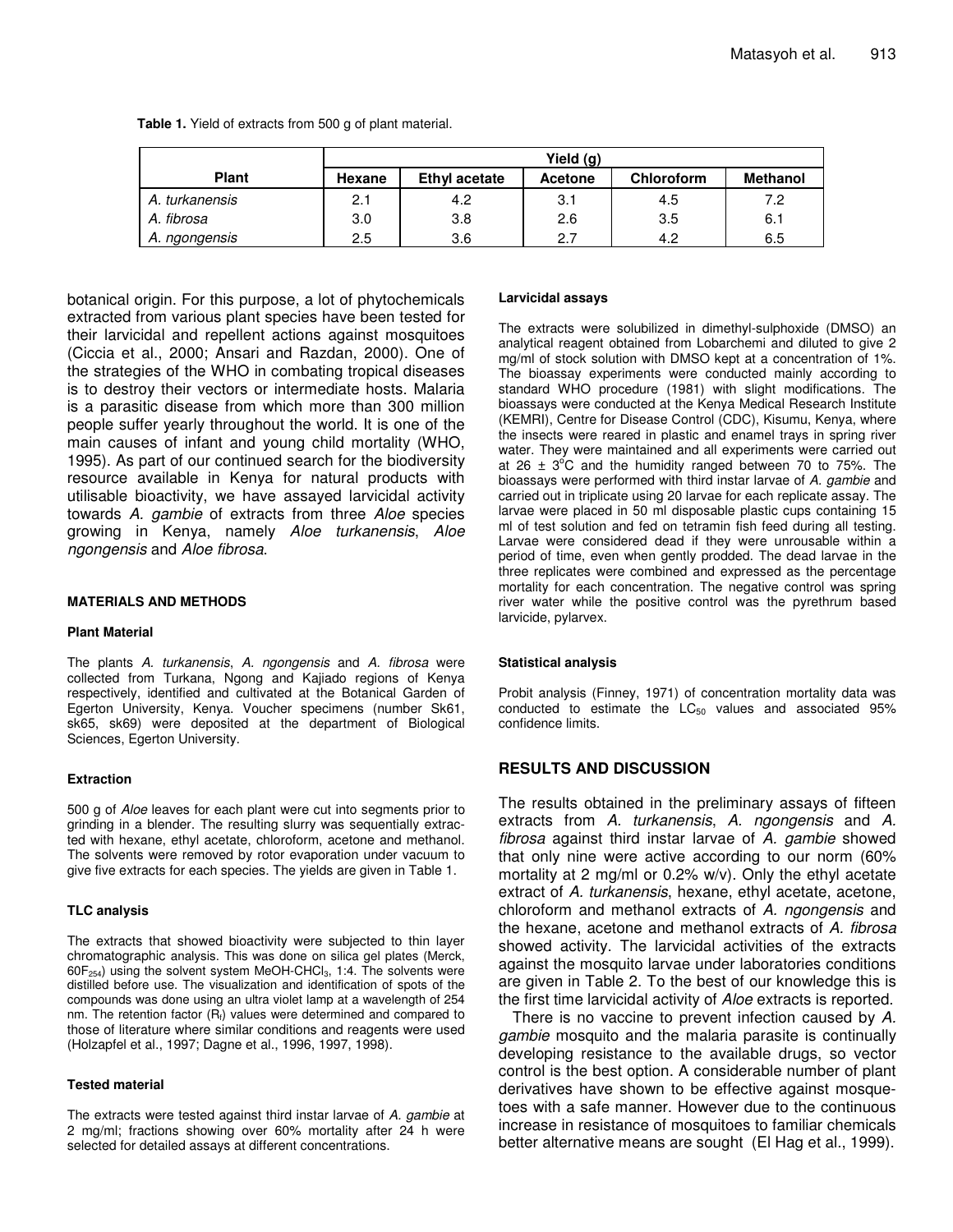**Table 1.** Yield of extracts from 500 g of plant material.

| Plant | Yield (g) | | | | |
|---|---|---|---|---|---|
| | Hexane | Ethyl acetate | Acetone | Chloroform | Methanol |
| *A. turkanensis* | 2.1 | 4.2 | 3.1 | 4.5 | 7.2 |
| *A. fibrosa* | 3.0 | 3.8 | 2.6 | 3.5 | 6.1 |
| *A. ngongensis* | 2.5 | 3.6 | 2.7 | 4.2 | 6.5 |

botanical origin. For this purpose, a lot of phytochemicals extracted from various plant species have been tested for their larvicidal and repellent actions against mosquitoes (Ciccia et al., 2000; Ansari and Razdan, 2000). One of the strategies of the WHO in combating tropical diseases is to destroy their vectors or intermediate hosts. Malaria is a parasitic disease from which more than 300 million people suffer yearly throughout the world. It is one of the main causes of infant and young child mortality (WHO, 1995). As part of our continued search for the biodiversity resource available in Kenya for natural products with utilisable bioactivity, we have assayed larvicidal activity towards *A. gambie* of extracts from three *Aloe* species growing in Kenya, namely *Aloe turkanensis*, *Aloe ngongensis* and *Aloe fibrosa*.

## MATERIALS AND METHODS

### Plant Material

The plants *A. turkanensis*, *A. ngongensis* and *A. fibrosa* were collected from Turkana, Ngong and Kajiado regions of Kenya respectively, identified and cultivated at the Botanical Garden of Egerton University, Kenya. Voucher specimens (number Sk61, sk65, sk69) were deposited at the department of Biological Sciences, Egerton University.

### Extraction

500 g of *Aloe* leaves for each plant were cut into segments prior to grinding in a blender. The resulting slurry was sequentially extracted with hexane, ethyl acetate, chloroform, acetone and methanol. The solvents were removed by rotor evaporation under vacuum to give five extracts for each species. The yields are given in Table 1.

### TLC analysis

The extracts that showed bioactivity were subjected to thin layer chromatographic analysis. This was done on silica gel plates (Merck, $60F_{254}$) using the solvent system MeOH-$CHCl_3$, 1:4. The solvents were distilled before use. The visualization and identification of spots of the compounds was done using an ultra violet lamp at a wavelength of 254 nm. The retention factor ($R_f$) values were determined and compared to those of literature where similar conditions and reagents were used (Holzapfel et al., 1997; Dagne et al., 1996, 1997, 1998).

### Tested material

The extracts were tested against third instar larvae of *A. gambie* at 2 mg/ml; fractions showing over 60% mortality after 24 h were selected for detailed assays at different concentrations.

### Larvicidal assays

The extracts were solubilized in dimethyl-sulphoxide (DMSO) an analytical reagent obtained from Lobarchemi and diluted to give 2 mg/ml of stock solution with DMSO kept at a concentration of 1%. The bioassay experiments were conducted mainly according to standard WHO procedure (1981) with slight modifications. The bioassays were conducted at the Kenya Medical Research Institute (KEMRI), Centre for Disease Control (CDC), Kisumu, Kenya, where the insects were reared in plastic and enamel trays in spring river water. They were maintained and all experiments were carried out at 26 ± 3°C and the humidity ranged between 70 to 75%. The bioassays were performed with third instar larvae of *A. gambie* and carried out in triplicate using 20 larvae for each replicate assay. The larvae were placed in 50 ml disposable plastic cups containing 15 ml of test solution and fed on tetramin fish feed during all testing. Larvae were considered dead if they were unrousable within a period of time, even when gently prodded. The dead larvae in the three replicates were combined and expressed as the percentage mortality for each concentration. The negative control was spring river water while the positive control was the pyrethrum based larvicide, pylarvex.

### Statistical analysis

Probit analysis (Finney, 1971) of concentration mortality data was conducted to estimate the $LC_{50}$ values and associated 95% confidence limits.

## RESULTS AND DISCUSSION

The results obtained in the preliminary assays of fifteen extracts from *A. turkanensis*, *A. ngongensis* and *A. fibrosa* against third instar larvae of *A. gambie* showed that only nine were active according to our norm (60% mortality at 2 mg/ml or 0.2% w/v). Only the ethyl acetate extract of *A. turkanensis*, hexane, ethyl acetate, acetone, chloroform and methanol extracts of *A. ngongensis* and the hexane, acetone and methanol extracts of *A. fibrosa* showed activity. The larvicidal activities of the extracts against the mosquito larvae under laboratories conditions are given in Table 2. To the best of our knowledge this is the first time larvicidal activity of *Aloe* extracts is reported.

There is no vaccine to prevent infection caused by *A. gambie* mosquito and the malaria parasite is continually developing resistance to the available drugs, so vector control is the best option. A considerable number of plant derivatives have shown to be effective against mosquetoes with a safe manner. However due to the continuous increase in resistance of mosquitoes to familiar chemicals better alternative means are sought (El Hag et al., 1999).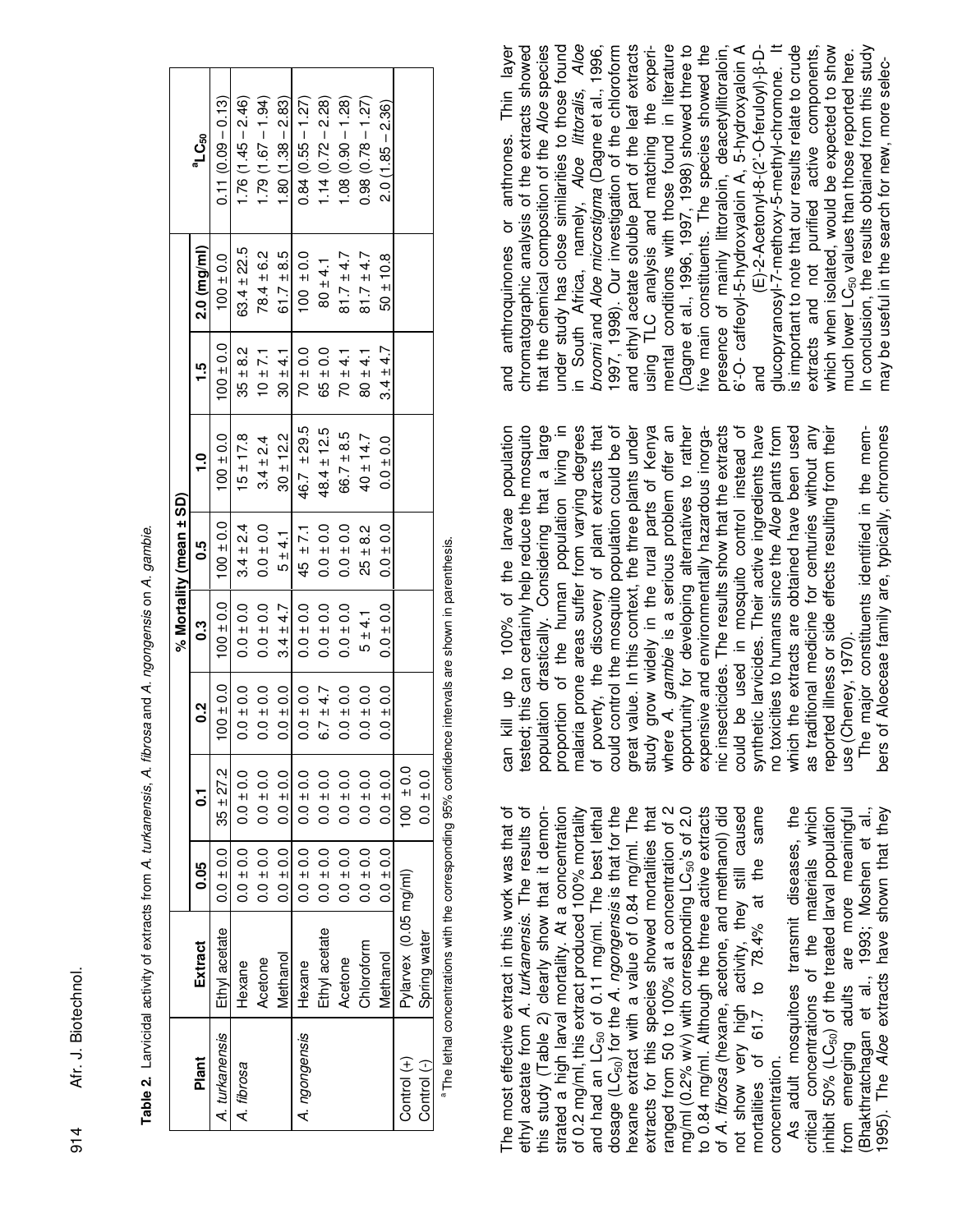**Table 2.** Larvicidal activity of extracts from *A. turkanensis*, *A. fibrosa* and *A. ngongensis* on *A. gambie*.

| Plant | Extract | % Mortality (mean ± SD) | | | | | | | | $^{a}LC_{50}$ |
|---|---|---|---|---|---|---|---|---|---|---|
| | | 0.05 | 0.1 | 0.2 | 0.3 | 0.5 | 1.0 | 1.5 | 2.0 (mg/ml) | |
| *A. turkanensis* | Ethyl acetate | 0.0 ± 0.0 | 35 ± 27.2 | 100 ± 0.0 | 100 ± 0.0 | 100 ± 0.0 | 100 ± 0.0 | 100 ± 0.0 | 100 ± 0.0 | 0.11 (0.09 – 0.13) |
| *A. fibrosa* | Hexane | 0.0 ± 0.0 | 0.0 ± 0.0 | 0.0 ± 0.0 | 0.0 ± 0.0 | 3.4 ± 2.4 | 15 ± 17.8 | 35 ± 8.2 | 63.4 ± 22.5 | 1.76 (1.45 – 2.46) |
| | Acetone | 0.0 ± 0.0 | 0.0 ± 0.0 | 0.0 ± 0.0 | 0.0 ± 0.0 | 0.0 ± 0.0 | 3.4 ± 2.4 | 10 ± 7.1 | 78.4 ± 6.2 | 1.79 (1.67 – 1.94) |
| | Methanol | 0.0 ± 0.0 | 0.0 ± 0.0 | 0.0 ± 0.0 | 3.4 ± 4.7 | 5 ± 4.1 | 30 ± 12.2 | 30 ± 4.1 | 61.7 ± 8.5 | 1.80 (1.38 – 2.83) |
| *A. ngongensis* | Hexane | 0.0 ± 0.0 | 0.0 ± 0.0 | 0.0 ± 0.0 | 0.0 ± 0.0 | 45 ± 7.1 | 46.7 ± 29.5 | 70 ± 0.0 | 100 ± 0.0 | 0.84 (0.55 – 1.27) |
| | Ethyl acetate | 0.0 ± 0.0 | 0.0 ± 0.0 | 6.7 ± 4.7 | 0.0 ± 0.0 | 0.0 ± 0.0 | 48.4 ± 12.5 | 65 ± 0.0 | 80 ± 4.1 | 1.14 (0.72 – 2.28) |
| | Acetone | 0.0 ± 0.0 | 0.0 ± 0.0 | 0.0 ± 0.0 | 0.0 ± 0.0 | 0.0 ± 0.0 | 66.7 ± 8.5 | 70 ± 4.1 | 81.7 ± 4.7 | 1.08 (0.90 – 1.28) |
| | Chloroform | 0.0 ± 0.0 | 0.0 ± 0.0 | 0.0 ± 0.0 | 5 ± 4.1 | 25 ± 8.2 | 40 ± 14.7 | 80 ± 4.1 | 81.7 ± 4.7 | 0.98 (0.78 – 1.27) |
| | Methanol | 0.0 ± 0.0 | 0.0 ± 0.0 | 0.0 ± 0.0 | 0.0 ± 0.0 | 0.0 ± 0.0 | 0.0 ± 0.0 | 3.4 ± 4.7 | 50 ± 10.8 | 2.0 (1.85 – 2.36) |
| Control (+) | Pylarvex (0.05 mg/ml) | | 100 ± 0.0 | | | | | | | |
| Control (-) | Spring water | | 0.0 ± 0.0 | | | | | | | |

[a] The lethal concentrations with the corresponding 95% confidence intervals are shown in parenthesis.

The most effective extract in this work was that of ethyl acetate from *A. turkanensis*. The results of this study (Table 2) clearly show that it demonstrated a high larval mortality. At a concentration of 0.2 mg/ml, this extract produced 100% mortality and had an $LC_{50}$ of 0.11 mg/ml. The best lethal dosage ($LC_{50}$) for the *A. ngongensis* is that for the hexane extract with a value of 0.84 mg/ml. The extracts for this species showed mortalities that ranged from 50 to 100% at a concentration of 2 mg/ml (0.2% w/v) with corresponding $LC_{50}$'s of 2.0 to 0.84 mg/ml. Although the three active extracts of *A. fibrosa* (hexane, acetone, and methanol) did not show very high activity, they still caused mortalities of 61.7 to 78.4% at the same concentration.

As adult mosquitoes transmit diseases, the critical concentrations of the materials which inhibit 50% ($LC_{50}$) of the treated larval population from emerging adults are more meaningful (Bhakthratchagan et al., 1993; Moshen et al., 1995). The *Aloe* extracts have shown that they can kill up to 100% of the larvae population tested; this can certainly help reduce the mosquito population drastically. Considering that a large proportion of the human population living in malaria prone areas suffer from varying degrees of poverty, the discovery of plant extracts that could control the mosquito population could be of great value. In this context, the three plants under study grow widely in the rural parts of Kenya where *A. gambie* is a serious problem offer an opportunity for developing alternatives to rather expensive and environmentally hazardous inorganic insecticides. The results show that the extracts could be used in mosquito control instead of synthetic larvicides. Their active ingredients have no toxicities to humans since the *Aloe* plants from which the extracts are obtained have been used as traditional medicine for centuries without any reported illness or side effects resulting from their use (Cheney, 1970).

The major constituents identified in the members of Aloeceae family are, typically, chromones and anthroquinones or anthrones. Thin layer chromatographic analysis of the extracts showed that the chemical composition of the *Aloe* species under study has close similarities to those found in South Africa, namely, *Aloe littoralis, Aloe broomi* and *Aloe microstigma* (Dagne et al., 1996, 1997, 1998). Our investigation of the chloroform and ethyl acetate soluble part of the leaf extracts using TLC analysis and matching the experimental conditions with those found in literature (Dagne et al., 1996, 1997, 1998) showed three to five main constituents. The species showed the presence of mainly littoraloin, deacetyllittoraloin, 6'-O- caffeoyl-5-hydroxyaloin A, 5-hydroxyaloin A and (E)-2-Acetonyl-8-(2'-O-feruloyl)-β-D-glucopyranosyl-7-methoxy-5-methyl-chromone. It is important to note that our results relate to crude extracts and not purified active components, which when isolated, would be expected to show much lower $LC_{50}$ values than those reported here.

In conclusion, the results obtained from this study may be useful in the search for new, more selec-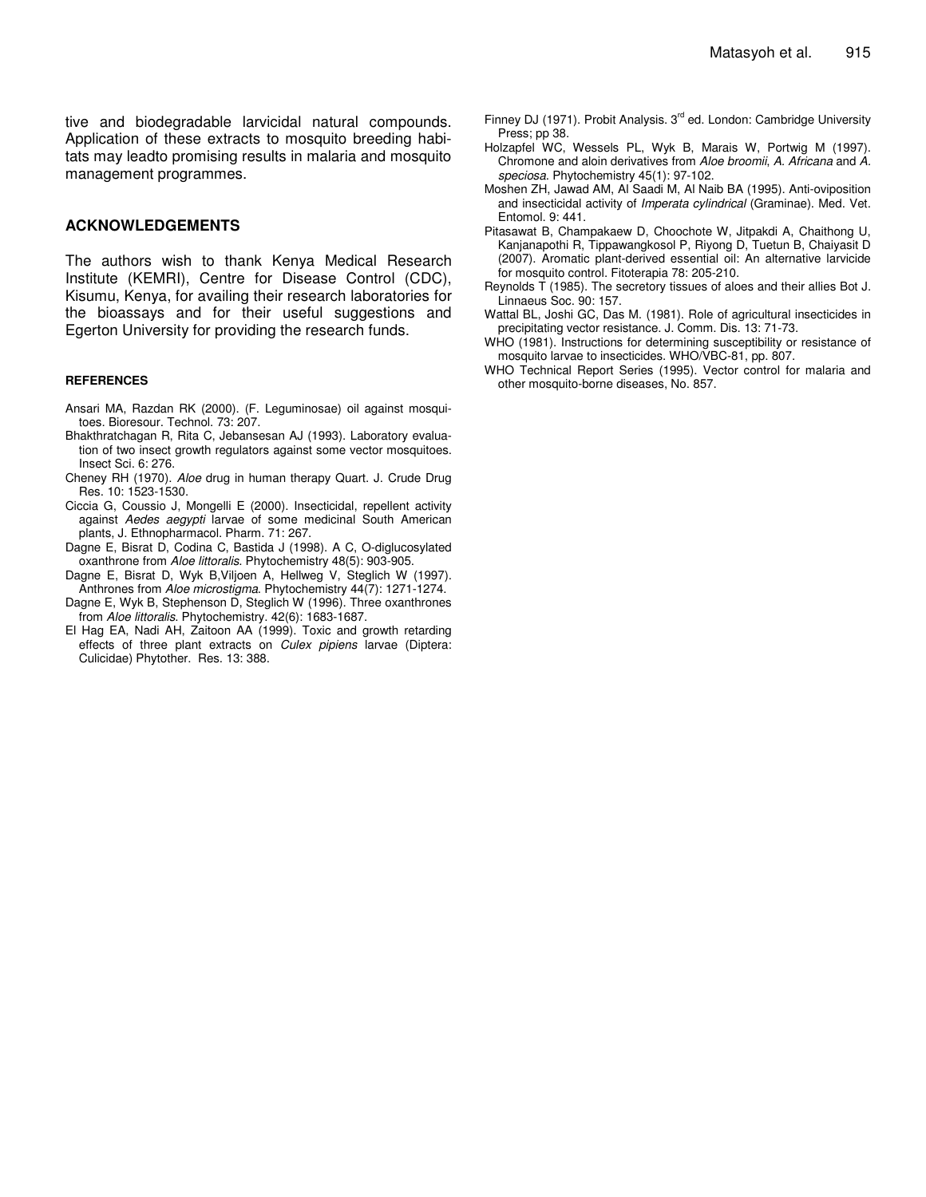tive and biodegradable larvicidal natural compounds. Application of these extracts to mosquito breeding habitats may leadto promising results in malaria and mosquito management programmes.

## ACKNOWLEDGEMENTS

The authors wish to thank Kenya Medical Research Institute (KEMRI), Centre for Disease Control (CDC), Kisumu, Kenya, for availing their research laboratories for the bioassays and for their useful suggestions and Egerton University for providing the research funds.

## REFERENCES

Ansari MA, Razdan RK (2000). (F. Leguminosae) oil against mosquitoes. Bioresour. Technol. 73: 207.

Bhakthratchagan R, Rita C, Jebansesan AJ (1993). Laboratory evaluation of two insect growth regulators against some vector mosquitoes. Insect Sci. 6: 276.

Cheney RH (1970). *Aloe* drug in human therapy Quart. J. Crude Drug Res. 10: 1523-1530.

Ciccia G, Coussio J, Mongelli E (2000). Insecticidal, repellent activity against *Aedes aegypti* larvae of some medicinal South American plants, J. Ethnopharmacol. Pharm. 71: 267.

Dagne E, Bisrat D, Codina C, Bastida J (1998). A C, O-diglucosylated oxanthrone from *Aloe littoralis*. Phytochemistry 48(5): 903-905.

Dagne E, Bisrat D, Wyk B,Viljoen A, Hellweg V, Steglich W (1997). Anthrones from *Aloe microstigma*. Phytochemistry 44(7): 1271-1274.

Dagne E, Wyk B, Stephenson D, Steglich W (1996). Three oxanthrones from *Aloe littoralis*. Phytochemistry. 42(6): 1683-1687.

El Hag EA, Nadi AH, Zaitoon AA (1999). Toxic and growth retarding effects of three plant extracts on *Culex pipiens* larvae (Diptera: Culicidae) Phytother. Res. 13: 388.

Finney DJ (1971). Probit Analysis. 3rd ed. London: Cambridge University Press; pp 38.

Holzapfel WC, Wessels PL, Wyk B, Marais W, Portwig M (1997). Chromone and aloin derivatives from *Aloe broomii*, *A. Africana* and *A. speciosa*. Phytochemistry 45(1): 97-102.

Moshen ZH, Jawad AM, Al Saadi M, Al Naib BA (1995). Anti-oviposition and insecticidal activity of *Imperata cylindrical* (Graminae). Med. Vet. Entomol. 9: 441.

Pitasawat B, Champakaew D, Choochote W, Jitpakdi A, Chaithong U, Kanjanapothi R, Tippawangkosol P, Riyong D, Tuetun B, Chaiyasit D (2007). Aromatic plant-derived essential oil: An alternative larvicide for mosquito control. Fitoterapia 78: 205-210.

Reynolds T (1985). The secretory tissues of aloes and their allies Bot J. Linnaeus Soc. 90: 157.

Wattal BL, Joshi GC, Das M. (1981). Role of agricultural insecticides in precipitating vector resistance. J. Comm. Dis. 13: 71-73.

WHO (1981). Instructions for determining susceptibility or resistance of mosquito larvae to insecticides. WHO/VBC-81, pp. 807.

WHO Technical Report Series (1995). Vector control for malaria and other mosquito-borne diseases, No. 857.